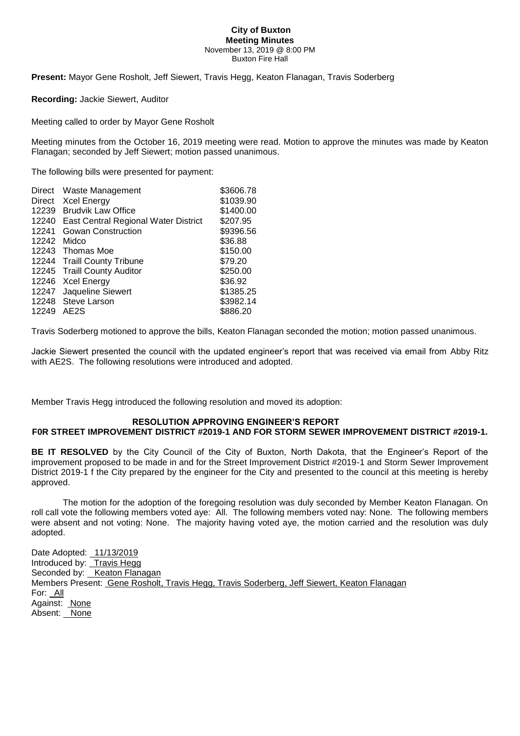**City of Buxton**
**Meeting Minutes**
November 13, 2019 @ 8:00 PM
Buxton Fire Hall

**Present:** Mayor Gene Rosholt, Jeff Siewert, Travis Hegg, Keaton Flanagan, Travis Soderberg

**Recording:** Jackie Siewert, Auditor

Meeting called to order by Mayor Gene Rosholt

Meeting minutes from the October 16, 2019 meeting were read. Motion to approve the minutes was made by Keaton Flanagan; seconded by Jeff Siewert; motion passed unanimous.

The following bills were presented for payment:

| | | |
|---|---|---|
| Direct | Waste Management | $3606.78 |
| Direct | Xcel Energy | $1039.90 |
| 12239 | Brudvik Law Office | $1400.00 |
| 12240 | East Central Regional Water District | $207.95 |
| 12241 | Gowan Construction | $9396.56 |
| 12242 | Midco | $36.88 |
| 12243 | Thomas Moe | $150.00 |
| 12244 | Traill County Tribune | $79.20 |
| 12245 | Traill County Auditor | $250.00 |
| 12246 | Xcel Energy | $36.92 |
| 12247 | Jaqueline Siewert | $1385.25 |
| 12248 | Steve Larson | $3982.14 |
| 12249 | AE2S | $886.20 |

Travis Soderberg motioned to approve the bills, Keaton Flanagan seconded the motion; motion passed unanimous.

Jackie Siewert presented the council with the updated engineer's report that was received via email from Abby Ritz with AE2S. The following resolutions were introduced and adopted.

Member Travis Hegg introduced the following resolution and moved its adoption:

**RESOLUTION APPROVING ENGINEER'S REPORT**
**F0R STREET IMPROVEMENT DISTRICT #2019-1 AND FOR STORM SEWER IMPROVEMENT DISTRICT #2019-1.**

**BE IT RESOLVED** by the City Council of the City of Buxton, North Dakota, that the Engineer's Report of the improvement proposed to be made in and for the Street Improvement District #2019-1 and Storm Sewer Improvement District 2019-1 f the City prepared by the engineer for the City and presented to the council at this meeting is hereby approved.

The motion for the adoption of the foregoing resolution was duly seconded by Member Keaton Flanagan. On roll call vote the following members voted aye: All. The following members voted nay: None. The following members were absent and not voting: None. The majority having voted aye, the motion carried and the resolution was duly adopted.

Date Adopted: 11/13/2019
Introduced by: Travis Hegg
Seconded by: Keaton Flanagan
Members Present: Gene Rosholt, Travis Hegg, Travis Soderberg, Jeff Siewert, Keaton Flanagan
For: All
Against: None
Absent: None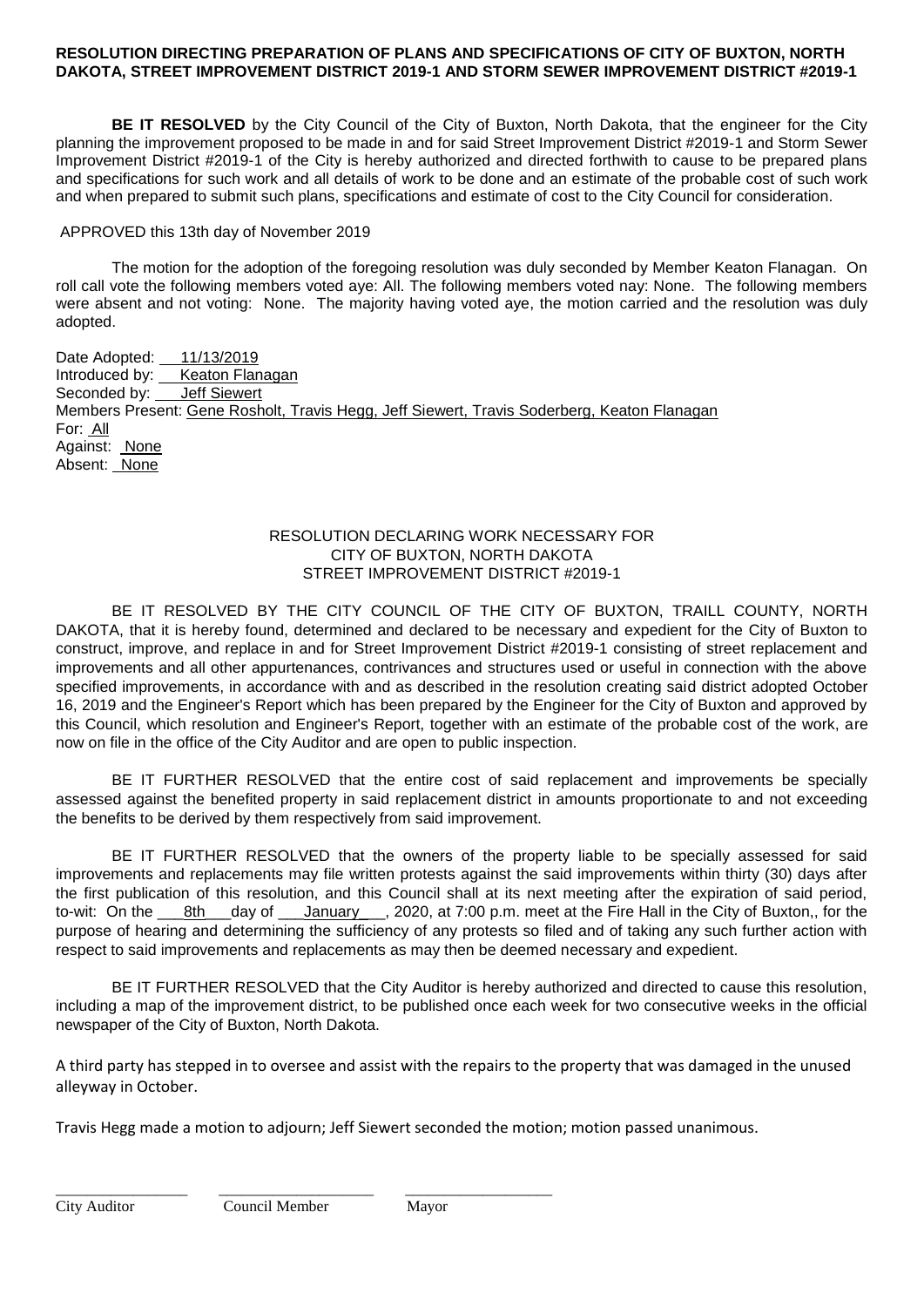**RESOLUTION DIRECTING PREPARATION OF PLANS AND SPECIFICATIONS OF CITY OF BUXTON, NORTH DAKOTA, STREET IMPROVEMENT DISTRICT 2019-1 AND STORM SEWER IMPROVEMENT DISTRICT #2019-1**

**BE IT RESOLVED** by the City Council of the City of Buxton, North Dakota, that the engineer for the City planning the improvement proposed to be made in and for said Street Improvement District #2019-1 and Storm Sewer Improvement District #2019-1 of the City is hereby authorized and directed forthwith to cause to be prepared plans and specifications for such work and all details of work to be done and an estimate of the probable cost of such work and when prepared to submit such plans, specifications and estimate of cost to the City Council for consideration.

APPROVED this 13th day of November 2019

The motion for the adoption of the foregoing resolution was duly seconded by Member Keaton Flanagan. On roll call vote the following members voted aye: All. The following members voted nay: None. The following members were absent and not voting: None. The majority having voted aye, the motion carried and the resolution was duly adopted.

Date Adopted: 11/13/2019
Introduced by: Keaton Flanagan
Seconded by: Jeff Siewert
Members Present: Gene Rosholt, Travis Hegg, Jeff Siewert, Travis Soderberg, Keaton Flanagan
For: All
Against: None
Absent: None

RESOLUTION DECLARING WORK NECESSARY FOR
CITY OF BUXTON, NORTH DAKOTA
STREET IMPROVEMENT DISTRICT #2019-1

BE IT RESOLVED BY THE CITY COUNCIL OF THE CITY OF BUXTON, TRAILL COUNTY, NORTH DAKOTA, that it is hereby found, determined and declared to be necessary and expedient for the City of Buxton to construct, improve, and replace in and for Street Improvement District #2019-1 consisting of street replacement and improvements and all other appurtenances, contrivances and structures used or useful in connection with the above specified improvements, in accordance with and as described in the resolution creating said district adopted October 16, 2019 and the Engineer's Report which has been prepared by the Engineer for the City of Buxton and approved by this Council, which resolution and Engineer's Report, together with an estimate of the probable cost of the work, are now on file in the office of the City Auditor and are open to public inspection.

BE IT FURTHER RESOLVED that the entire cost of said replacement and improvements be specially assessed against the benefited property in said replacement district in amounts proportionate to and not exceeding the benefits to be derived by them respectively from said improvement.

BE IT FURTHER RESOLVED that the owners of the property liable to be specially assessed for said improvements and replacements may file written protests against the said improvements within thirty (30) days after the first publication of this resolution, and this Council shall at its next meeting after the expiration of said period, to-wit: On the 8th day of January, 2020, at 7:00 p.m. meet at the Fire Hall in the City of Buxton,, for the purpose of hearing and determining the sufficiency of any protests so filed and of taking any such further action with respect to said improvements and replacements as may then be deemed necessary and expedient.

BE IT FURTHER RESOLVED that the City Auditor is hereby authorized and directed to cause this resolution, including a map of the improvement district, to be published once each week for two consecutive weeks in the official newspaper of the City of Buxton, North Dakota.

A third party has stepped in to oversee and assist with the repairs to the property that was damaged in the unused alleyway in October.

Travis Hegg made a motion to adjourn; Jeff Siewert seconded the motion; motion passed unanimous.

City Auditor Council Member Mayor